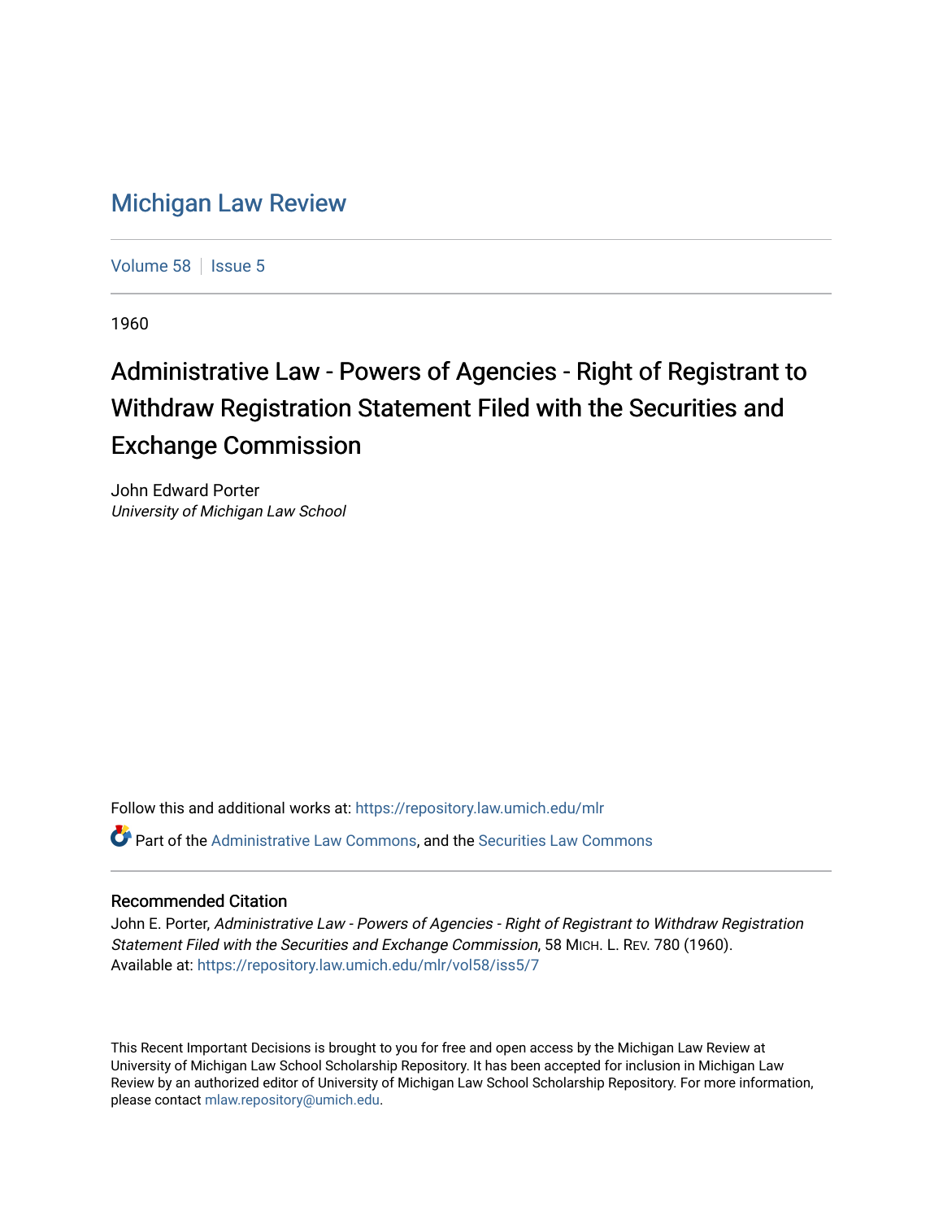# Michigan Law Review

Volume 58 | Issue 5

1960

## Administrative Law - Powers of Agencies - Right of Registrant to Withdraw Registration Statement Filed with the Securities and Exchange Commission

John Edward Porter
*University of Michigan Law School*

Follow this and additional works at: https://repository.law.umich.edu/mlr

Part of the Administrative Law Commons, and the Securities Law Commons

### Recommended Citation

John E. Porter, *Administrative Law - Powers of Agencies - Right of Registrant to Withdraw Registration Statement Filed with the Securities and Exchange Commission*, 58 MICH. L. REV. 780 (1960).
Available at: https://repository.law.umich.edu/mlr/vol58/iss5/7

This Recent Important Decisions is brought to you for free and open access by the Michigan Law Review at University of Michigan Law School Scholarship Repository. It has been accepted for inclusion in Michigan Law Review by an authorized editor of University of Michigan Law School Scholarship Repository. For more information, please contact mlaw.repository@umich.edu.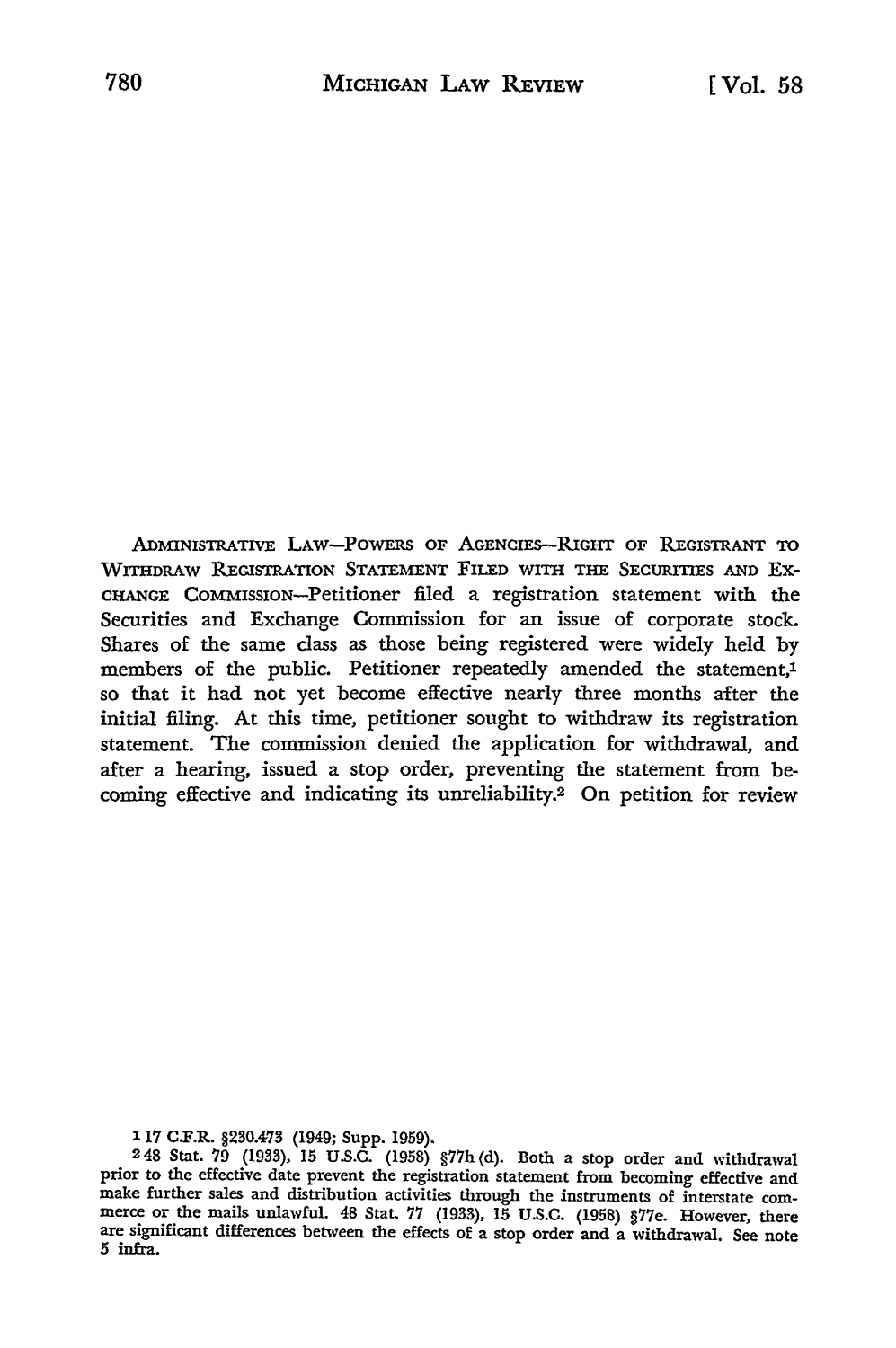ADMINISTRATIVE LAW—POWERS OF AGENCIES—RIGHT OF REGISTRANT TO WITHDRAW REGISTRATION STATEMENT FILED WITH THE SECURITIES AND EXCHANGE COMMISSION—Petitioner filed a registration statement with the Securities and Exchange Commission for an issue of corporate stock. Shares of the same class as those being registered were widely held by members of the public. Petitioner repeatedly amended the statement,[1] so that it had not yet become effective nearly three months after the initial filing. At this time, petitioner sought to withdraw its registration statement. The commission denied the application for withdrawal, and after a hearing, issued a stop order, preventing the statement from becoming effective and indicating its unreliability.[2] On petition for review

---

[1] 17 C.F.R. §230.473 (1949; Supp. 1959).

[2] 48 Stat. 79 (1933), 15 U.S.C. (1958) §77h(d). Both a stop order and withdrawal prior to the effective date prevent the registration statement from becoming effective and make further sales and distribution activities through the instruments of interstate commerce or the mails unlawful. 48 Stat. 77 (1933), 15 U.S.C. (1958) §77e. However, there are significant differences between the effects of a stop order and a withdrawal. See note 5 infra.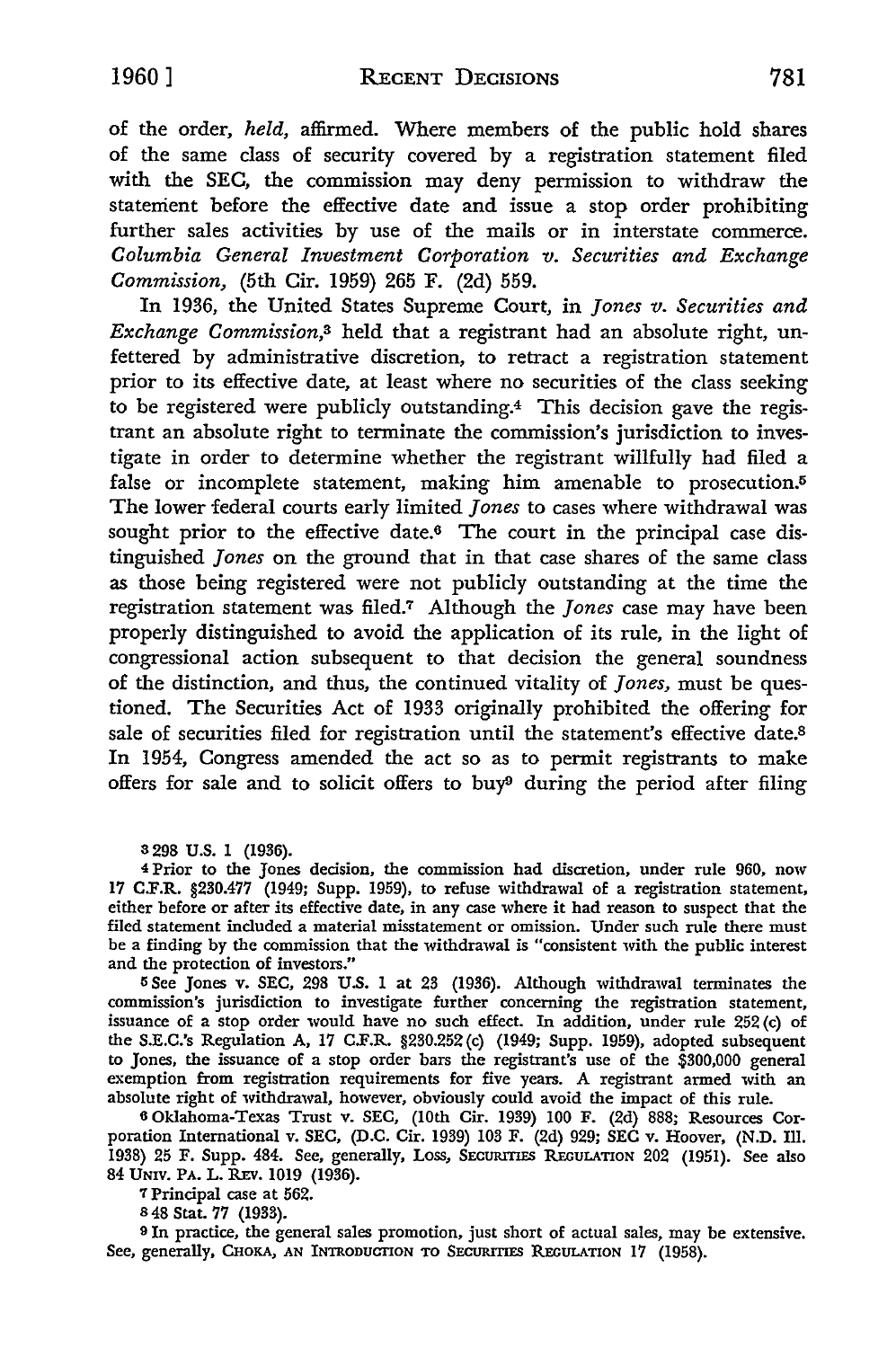of the order, *held*, affirmed. Where members of the public hold shares of the same class of security covered by a registration statement filed with the SEC, the commission may deny permission to withdraw the statement before the effective date and issue a stop order prohibiting further sales activities by use of the mails or in interstate commerce. *Columbia General Investment Corporation v. Securities and Exchange Commission*, (5th Cir. 1959) 265 F. (2d) 559.

In 1936, the United States Supreme Court, in *Jones v. Securities and Exchange Commission*,[3] held that a registrant had an absolute right, unfettered by administrative discretion, to retract a registration statement prior to its effective date, at least where no securities of the class seeking to be registered were publicly outstanding.[4] This decision gave the registrant an absolute right to terminate the commission's jurisdiction to investigate in order to determine whether the registrant willfully had filed a false or incomplete statement, making him amenable to prosecution.[5] The lower federal courts early limited *Jones* to cases where withdrawal was sought prior to the effective date.[6] The court in the principal case distinguished *Jones* on the ground that in that case shares of the same class as those being registered were not publicly outstanding at the time the registration statement was filed.[7] Although the *Jones* case may have been properly distinguished to avoid the application of its rule, in the light of congressional action subsequent to that decision the general soundness of the distinction, and thus, the continued vitality of *Jones*, must be questioned. The Securities Act of 1933 originally prohibited the offering for sale of securities filed for registration until the statement's effective date.[8] In 1954, Congress amended the act so as to permit registrants to make offers for sale and to solicit offers to buy[9] during the period after filing

---

[3] 298 U.S. 1 (1936).

[4] Prior to the Jones decision, the commission had discretion, under rule 960, now 17 C.F.R. §230.477 (1949; Supp. 1959), to refuse withdrawal of a registration statement, either before or after its effective date, in any case where it had reason to suspect that the filed statement included a material misstatement or omission. Under such rule there must be a finding by the commission that the withdrawal is "consistent with the public interest and the protection of investors."

[5] See Jones v. SEC, 298 U.S. 1 at 23 (1936). Although withdrawal terminates the commission's jurisdiction to investigate further concerning the registration statement, issuance of a stop order would have no such effect. In addition, under rule 252 (c) of the S.E.C.'s Regulation A, 17 C.F.R. §230.252 (c) (1949; Supp. 1959), adopted subsequent to Jones, the issuance of a stop order bars the registrant's use of the $300,000 general exemption from registration requirements for five years. A registrant armed with an absolute right of withdrawal, however, obviously could avoid the impact of this rule.

[6] Oklahoma-Texas Trust v. SEC, (10th Cir. 1939) 100 F. (2d) 888; Resources Corporation International v. SEC, (D.C. Cir. 1939) 103 F. (2d) 929; SEC v. Hoover, (N.D. Ill. 1938) 25 F. Supp. 484. See, generally, LOSS, SECURITIES REGULATION 202 (1951). See also 84 UNIV. PA. L. REV. 1019 (1936).

[7] Principal case at 562.

[8] 48 Stat. 77 (1933).

[9] In practice, the general sales promotion, just short of actual sales, may be extensive. See, generally, CHOKA, AN INTRODUCTION TO SECURITIES REGULATION 17 (1958).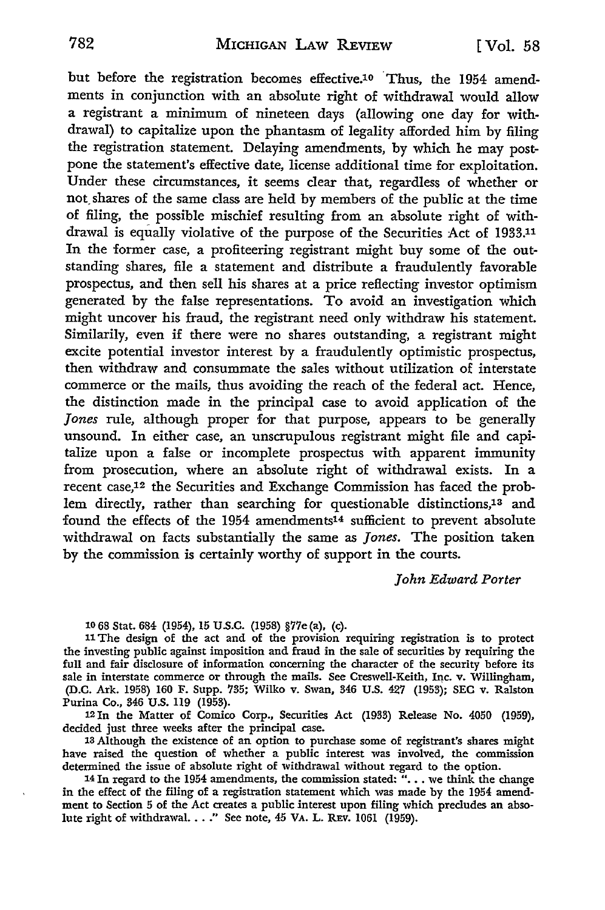but before the registration becomes effective.[10] Thus, the 1954 amendments in conjunction with an absolute right of withdrawal would allow a registrant a minimum of nineteen days (allowing one day for withdrawal) to capitalize upon the phantasm of legality afforded him by filing the registration statement. Delaying amendments, by which he may postpone the statement's effective date, license additional time for exploitation. Under these circumstances, it seems clear that, regardless of whether or not shares of the same class are held by members of the public at the time of filing, the possible mischief resulting from an absolute right of withdrawal is equally violative of the purpose of the Securities Act of 1933.[11] In the former case, a profiteering registrant might buy some of the outstanding shares, file a statement and distribute a fraudulently favorable prospectus, and then sell his shares at a price reflecting investor optimism generated by the false representations. To avoid an investigation which might uncover his fraud, the registrant need only withdraw his statement. Similarily, even if there were no shares outstanding, a registrant might excite potential investor interest by a fraudulently optimistic prospectus, then withdraw and consummate the sales without utilization of interstate commerce or the mails, thus avoiding the reach of the federal act. Hence, the distinction made in the principal case to avoid application of the *Jones* rule, although proper for that purpose, appears to be generally unsound. In either case, an unscrupulous registrant might file and capitalize upon a false or incomplete prospectus with apparent immunity from prosecution, where an absolute right of withdrawal exists. In a recent case,[12] the Securities and Exchange Commission has faced the problem directly, rather than searching for questionable distinctions,[13] and found the effects of the 1954 amendments[14] sufficient to prevent absolute withdrawal on facts substantially the same as *Jones*. The position taken by the commission is certainly worthy of support in the courts.

*John Edward Porter*

---

[10] 68 Stat. 684 (1954), 15 U.S.C. (1958) §77e (a), (c).

[11] The design of the act and of the provision requiring registration is to protect the investing public against imposition and fraud in the sale of securities by requiring the full and fair disclosure of information concerning the character of the security before its sale in interstate commerce or through the mails. See Creswell-Keith, Inc. v. Willingham, (D.C. Ark. 1958) 160 F. Supp. 735; Wilko v. Swan, 346 U.S. 427 (1953); SEC v. Ralston Purina Co., 346 U.S. 119 (1953).

[12] In the Matter of Comico Corp., Securities Act (1933) Release No. 4050 (1959), decided just three weeks after the principal case.

[13] Although the existence of an option to purchase some of registrant's shares might have raised the question of whether a public interest was involved, the commission determined the issue of absolute right of withdrawal without regard to the option.

[14] In regard to the 1954 amendments, the commission stated: ". . . we think the change in the effect of the filing of a registration statement which was made by the 1954 amendment to Section 5 of the Act creates a public interest upon filing which precludes an absolute right of withdrawal. . . ." See note, 45 VA. L. REV. 1061 (1959).